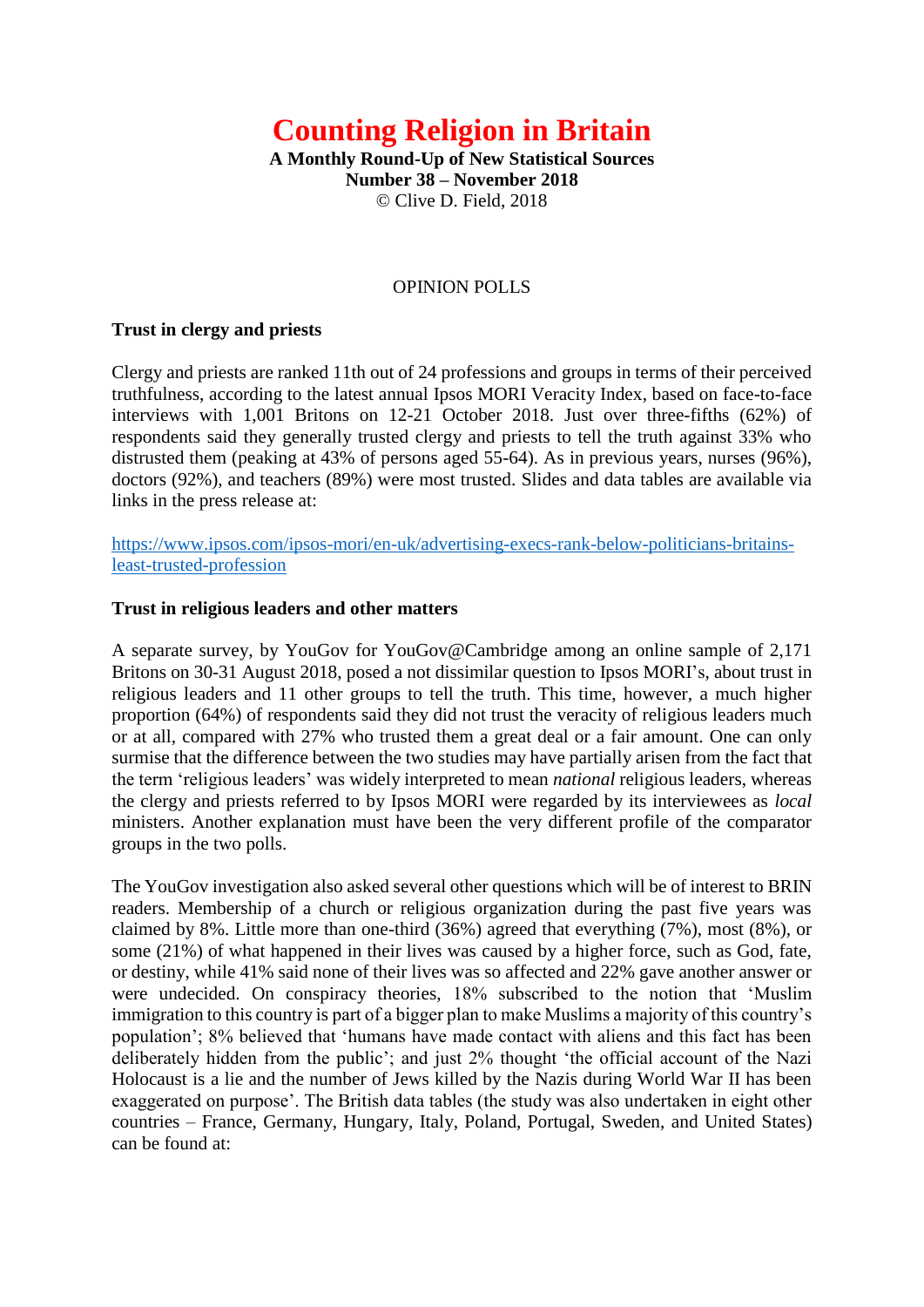# Counting Religion in Britain

**A Monthly Round-Up of New Statistical Sources**
**Number 38 – November 2018**
© Clive D. Field, 2018

## OPINION POLLS

### Trust in clergy and priests

Clergy and priests are ranked 11th out of 24 professions and groups in terms of their perceived truthfulness, according to the latest annual Ipsos MORI Veracity Index, based on face-to-face interviews with 1,001 Britons on 12-21 October 2018. Just over three-fifths (62%) of respondents said they generally trusted clergy and priests to tell the truth against 33% who distrusted them (peaking at 43% of persons aged 55-64). As in previous years, nurses (96%), doctors (92%), and teachers (89%) were most trusted. Slides and data tables are available via links in the press release at:

https://www.ipsos.com/ipsos-mori/en-uk/advertising-execs-rank-below-politicians-britains-least-trusted-profession

### Trust in religious leaders and other matters

A separate survey, by YouGov for YouGov@Cambridge among an online sample of 2,171 Britons on 30-31 August 2018, posed a not dissimilar question to Ipsos MORI's, about trust in religious leaders and 11 other groups to tell the truth. This time, however, a much higher proportion (64%) of respondents said they did not trust the veracity of religious leaders much or at all, compared with 27% who trusted them a great deal or a fair amount. One can only surmise that the difference between the two studies may have partially arisen from the fact that the term 'religious leaders' was widely interpreted to mean *national* religious leaders, whereas the clergy and priests referred to by Ipsos MORI were regarded by its interviewees as *local* ministers. Another explanation must have been the very different profile of the comparator groups in the two polls.

The YouGov investigation also asked several other questions which will be of interest to BRIN readers. Membership of a church or religious organization during the past five years was claimed by 8%. Little more than one-third (36%) agreed that everything (7%), most (8%), or some (21%) of what happened in their lives was caused by a higher force, such as God, fate, or destiny, while 41% said none of their lives was so affected and 22% gave another answer or were undecided. On conspiracy theories, 18% subscribed to the notion that 'Muslim immigration to this country is part of a bigger plan to make Muslims a majority of this country's population'; 8% believed that 'humans have made contact with aliens and this fact has been deliberately hidden from the public'; and just 2% thought 'the official account of the Nazi Holocaust is a lie and the number of Jews killed by the Nazis during World War II has been exaggerated on purpose'. The British data tables (the study was also undertaken in eight other countries – France, Germany, Hungary, Italy, Poland, Portugal, Sweden, and United States) can be found at: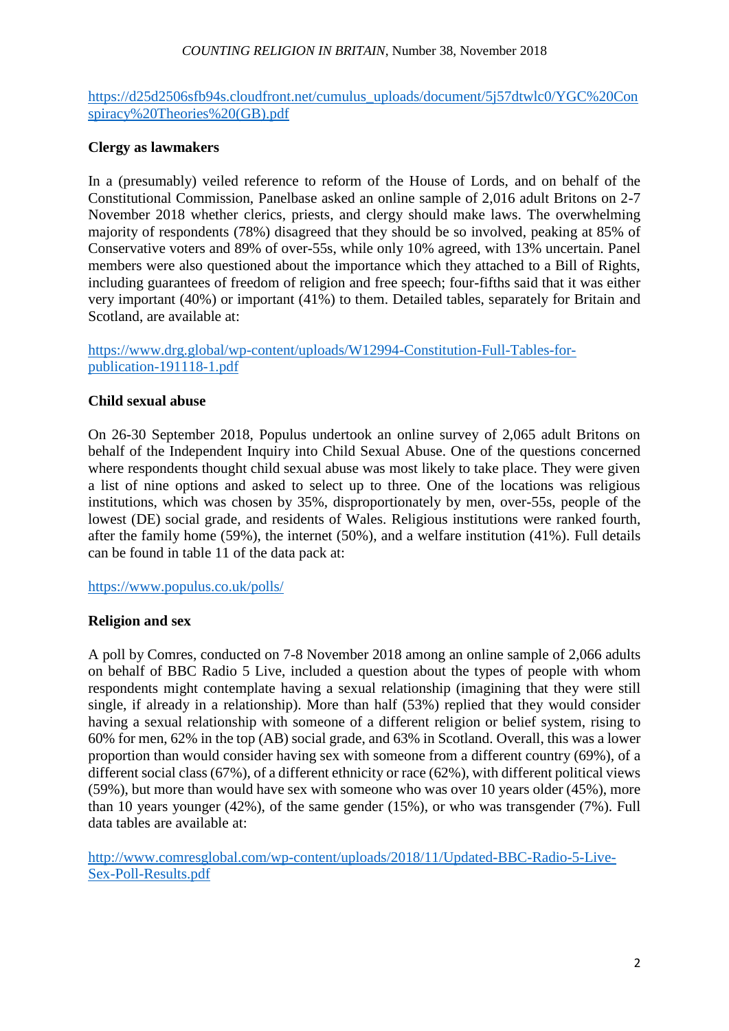https://d25d2506sfb94s.cloudfront.net/cumulus_uploads/document/5j57dtwlc0/YGC%20Conspiracy%20Theories%20(GB).pdf

**Clergy as lawmakers**

In a (presumably) veiled reference to reform of the House of Lords, and on behalf of the Constitutional Commission, Panelbase asked an online sample of 2,016 adult Britons on 2-7 November 2018 whether clerics, priests, and clergy should make laws. The overwhelming majority of respondents (78%) disagreed that they should be so involved, peaking at 85% of Conservative voters and 89% of over-55s, while only 10% agreed, with 13% uncertain. Panel members were also questioned about the importance which they attached to a Bill of Rights, including guarantees of freedom of religion and free speech; four-fifths said that it was either very important (40%) or important (41%) to them. Detailed tables, separately for Britain and Scotland, are available at:

https://www.drg.global/wp-content/uploads/W12994-Constitution-Full-Tables-for-publication-191118-1.pdf

**Child sexual abuse**

On 26-30 September 2018, Populus undertook an online survey of 2,065 adult Britons on behalf of the Independent Inquiry into Child Sexual Abuse. One of the questions concerned where respondents thought child sexual abuse was most likely to take place. They were given a list of nine options and asked to select up to three. One of the locations was religious institutions, which was chosen by 35%, disproportionately by men, over-55s, people of the lowest (DE) social grade, and residents of Wales. Religious institutions were ranked fourth, after the family home (59%), the internet (50%), and a welfare institution (41%). Full details can be found in table 11 of the data pack at:

https://www.populus.co.uk/polls/

**Religion and sex**

A poll by Comres, conducted on 7-8 November 2018 among an online sample of 2,066 adults on behalf of BBC Radio 5 Live, included a question about the types of people with whom respondents might contemplate having a sexual relationship (imagining that they were still single, if already in a relationship). More than half (53%) replied that they would consider having a sexual relationship with someone of a different religion or belief system, rising to 60% for men, 62% in the top (AB) social grade, and 63% in Scotland. Overall, this was a lower proportion than would consider having sex with someone from a different country (69%), of a different social class (67%), of a different ethnicity or race (62%), with different political views (59%), but more than would have sex with someone who was over 10 years older (45%), more than 10 years younger (42%), of the same gender (15%), or who was transgender (7%). Full data tables are available at:

http://www.comresglobal.com/wp-content/uploads/2018/11/Updated-BBC-Radio-5-Live-Sex-Poll-Results.pdf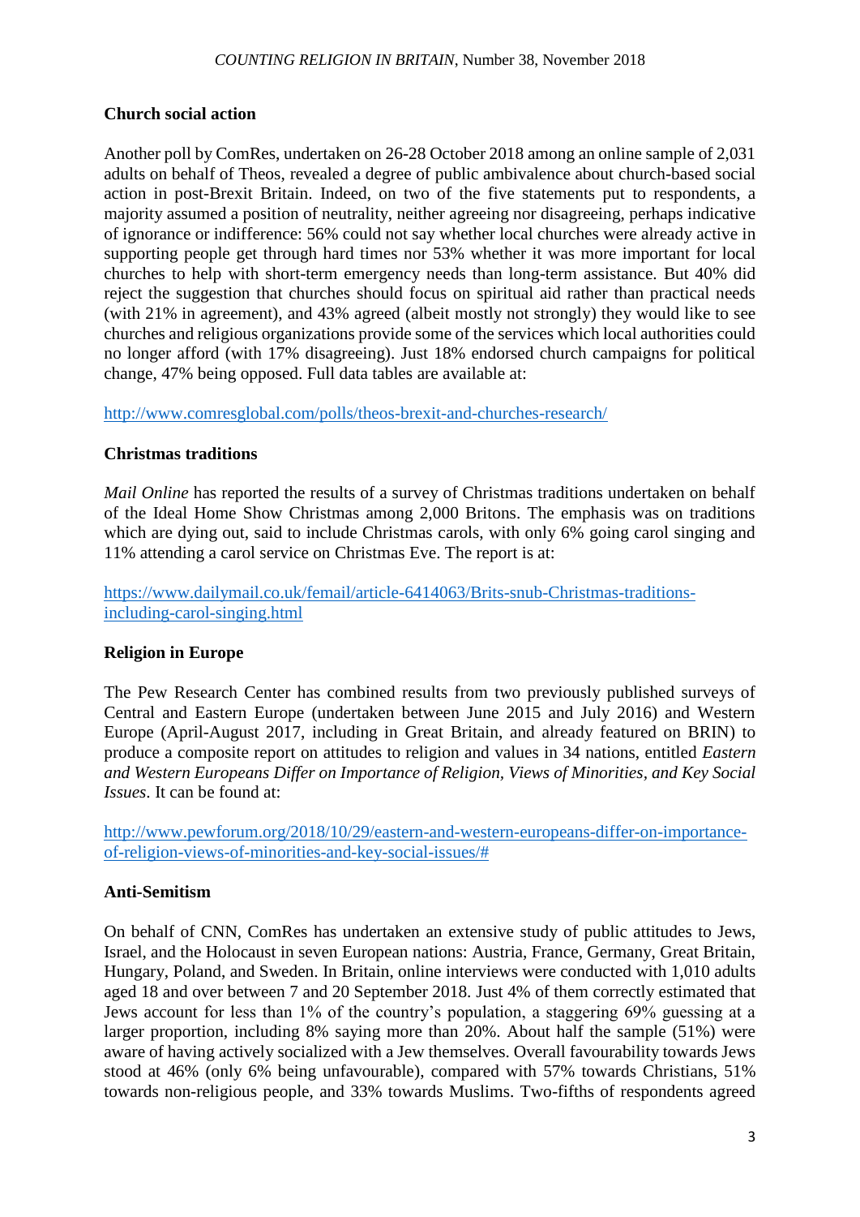### Church social action

Another poll by ComRes, undertaken on 26-28 October 2018 among an online sample of 2,031 adults on behalf of Theos, revealed a degree of public ambivalence about church-based social action in post-Brexit Britain. Indeed, on two of the five statements put to respondents, a majority assumed a position of neutrality, neither agreeing nor disagreeing, perhaps indicative of ignorance or indifference: 56% could not say whether local churches were already active in supporting people get through hard times nor 53% whether it was more important for local churches to help with short-term emergency needs than long-term assistance. But 40% did reject the suggestion that churches should focus on spiritual aid rather than practical needs (with 21% in agreement), and 43% agreed (albeit mostly not strongly) they would like to see churches and religious organizations provide some of the services which local authorities could no longer afford (with 17% disagreeing). Just 18% endorsed church campaigns for political change, 47% being opposed. Full data tables are available at:

http://www.comresglobal.com/polls/theos-brexit-and-churches-research/

### Christmas traditions

*Mail Online* has reported the results of a survey of Christmas traditions undertaken on behalf of the Ideal Home Show Christmas among 2,000 Britons. The emphasis was on traditions which are dying out, said to include Christmas carols, with only 6% going carol singing and 11% attending a carol service on Christmas Eve. The report is at:

https://www.dailymail.co.uk/femail/article-6414063/Brits-snub-Christmas-traditions-including-carol-singing.html

### Religion in Europe

The Pew Research Center has combined results from two previously published surveys of Central and Eastern Europe (undertaken between June 2015 and July 2016) and Western Europe (April-August 2017, including in Great Britain, and already featured on BRIN) to produce a composite report on attitudes to religion and values in 34 nations, entitled *Eastern and Western Europeans Differ on Importance of Religion, Views of Minorities, and Key Social Issues*. It can be found at:

http://www.pewforum.org/2018/10/29/eastern-and-western-europeans-differ-on-importance-of-religion-views-of-minorities-and-key-social-issues/#

### Anti-Semitism

On behalf of CNN, ComRes has undertaken an extensive study of public attitudes to Jews, Israel, and the Holocaust in seven European nations: Austria, France, Germany, Great Britain, Hungary, Poland, and Sweden. In Britain, online interviews were conducted with 1,010 adults aged 18 and over between 7 and 20 September 2018. Just 4% of them correctly estimated that Jews account for less than 1% of the country's population, a staggering 69% guessing at a larger proportion, including 8% saying more than 20%. About half the sample (51%) were aware of having actively socialized with a Jew themselves. Overall favourability towards Jews stood at 46% (only 6% being unfavourable), compared with 57% towards Christians, 51% towards non-religious people, and 33% towards Muslims. Two-fifths of respondents agreed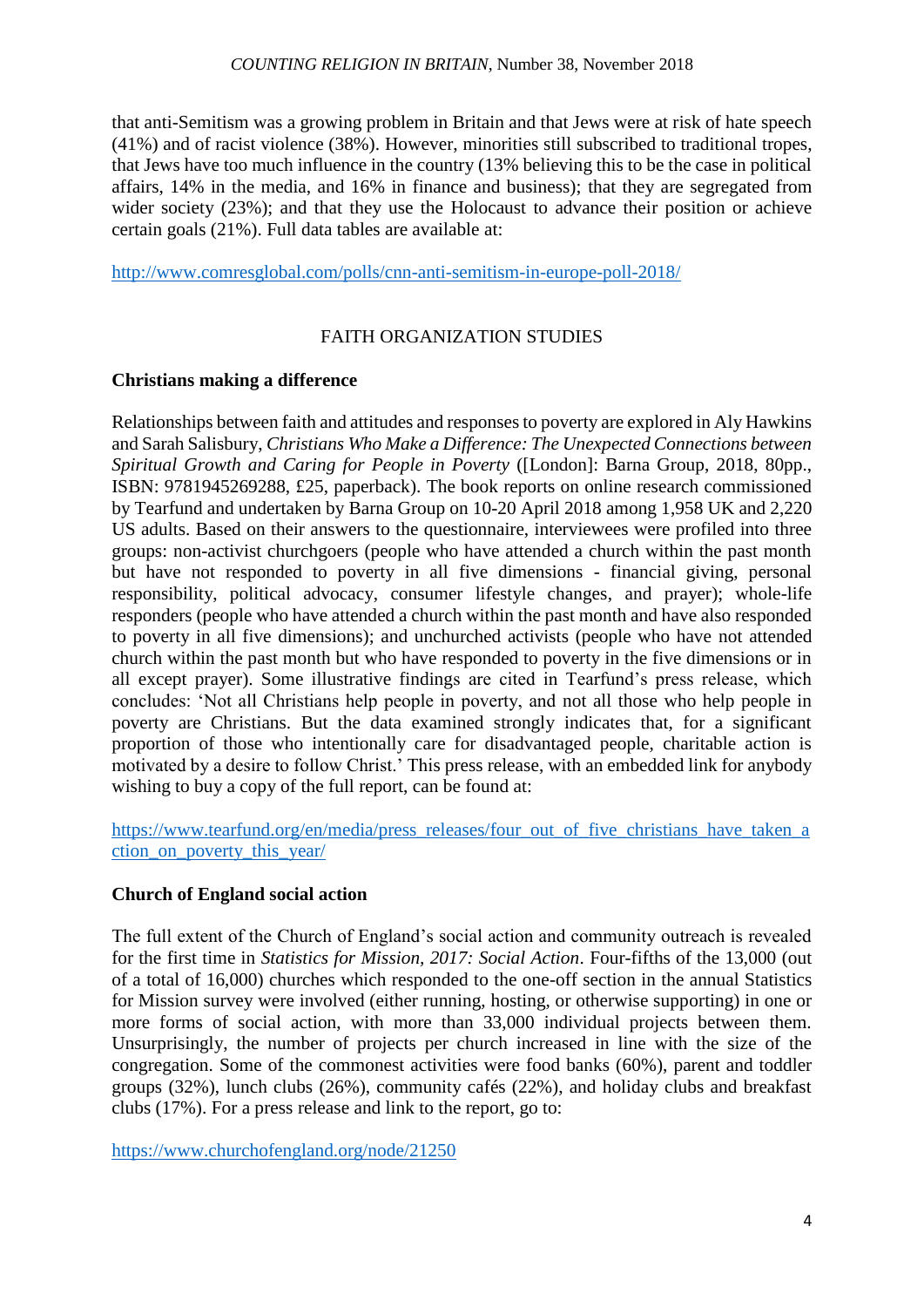that anti-Semitism was a growing problem in Britain and that Jews were at risk of hate speech (41%) and of racist violence (38%). However, minorities still subscribed to traditional tropes, that Jews have too much influence in the country (13% believing this to be the case in political affairs, 14% in the media, and 16% in finance and business); that they are segregated from wider society (23%); and that they use the Holocaust to advance their position or achieve certain goals (21%). Full data tables are available at:

http://www.comresglobal.com/polls/cnn-anti-semitism-in-europe-poll-2018/

## FAITH ORGANIZATION STUDIES

### Christians making a difference

Relationships between faith and attitudes and responses to poverty are explored in Aly Hawkins and Sarah Salisbury, *Christians Who Make a Difference: The Unexpected Connections between Spiritual Growth and Caring for People in Poverty* ([London]: Barna Group, 2018, 80pp., ISBN: 9781945269288, £25, paperback). The book reports on online research commissioned by Tearfund and undertaken by Barna Group on 10-20 April 2018 among 1,958 UK and 2,220 US adults. Based on their answers to the questionnaire, interviewees were profiled into three groups: non-activist churchgoers (people who have attended a church within the past month but have not responded to poverty in all five dimensions - financial giving, personal responsibility, political advocacy, consumer lifestyle changes, and prayer); whole-life responders (people who have attended a church within the past month and have also responded to poverty in all five dimensions); and unchurched activists (people who have not attended church within the past month but who have responded to poverty in the five dimensions or in all except prayer). Some illustrative findings are cited in Tearfund's press release, which concludes: 'Not all Christians help people in poverty, and not all those who help people in poverty are Christians. But the data examined strongly indicates that, for a significant proportion of those who intentionally care for disadvantaged people, charitable action is motivated by a desire to follow Christ.' This press release, with an embedded link for anybody wishing to buy a copy of the full report, can be found at:

https://www.tearfund.org/en/media/press_releases/four_out_of_five_christians_have_taken_action_on_poverty_this_year/

### Church of England social action

The full extent of the Church of England's social action and community outreach is revealed for the first time in *Statistics for Mission, 2017: Social Action*. Four-fifths of the 13,000 (out of a total of 16,000) churches which responded to the one-off section in the annual Statistics for Mission survey were involved (either running, hosting, or otherwise supporting) in one or more forms of social action, with more than 33,000 individual projects between them. Unsurprisingly, the number of projects per church increased in line with the size of the congregation. Some of the commonest activities were food banks (60%), parent and toddler groups (32%), lunch clubs (26%), community cafés (22%), and holiday clubs and breakfast clubs (17%). For a press release and link to the report, go to:

https://www.churchofengland.org/node/21250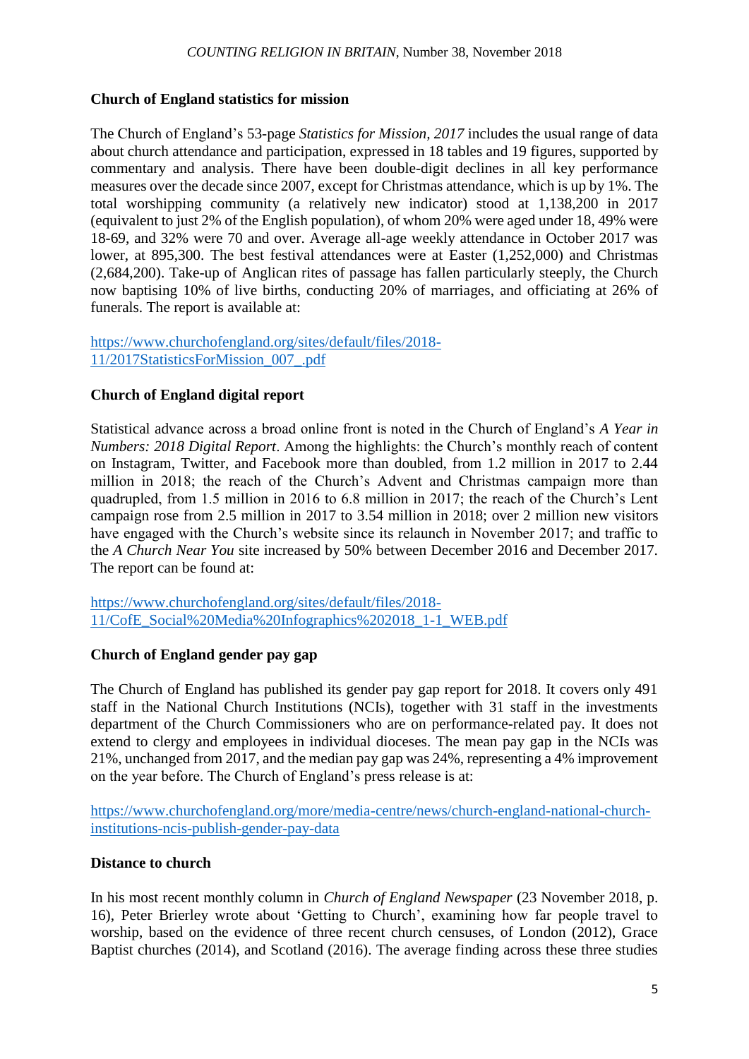## Church of England statistics for mission

The Church of England's 53-page *Statistics for Mission, 2017* includes the usual range of data about church attendance and participation, expressed in 18 tables and 19 figures, supported by commentary and analysis. There have been double-digit declines in all key performance measures over the decade since 2007, except for Christmas attendance, which is up by 1%. The total worshipping community (a relatively new indicator) stood at 1,138,200 in 2017 (equivalent to just 2% of the English population), of whom 20% were aged under 18, 49% were 18-69, and 32% were 70 and over. Average all-age weekly attendance in October 2017 was lower, at 895,300. The best festival attendances were at Easter (1,252,000) and Christmas (2,684,200). Take-up of Anglican rites of passage has fallen particularly steeply, the Church now baptising 10% of live births, conducting 20% of marriages, and officiating at 26% of funerals. The report is available at:

https://www.churchofengland.org/sites/default/files/2018-11/2017StatisticsForMission_007_.pdf

## Church of England digital report

Statistical advance across a broad online front is noted in the Church of England's *A Year in Numbers: 2018 Digital Report*. Among the highlights: the Church's monthly reach of content on Instagram, Twitter, and Facebook more than doubled, from 1.2 million in 2017 to 2.44 million in 2018; the reach of the Church's Advent and Christmas campaign more than quadrupled, from 1.5 million in 2016 to 6.8 million in 2017; the reach of the Church's Lent campaign rose from 2.5 million in 2017 to 3.54 million in 2018; over 2 million new visitors have engaged with the Church's website since its relaunch in November 2017; and traffic to the *A Church Near You* site increased by 50% between December 2016 and December 2017. The report can be found at:

https://www.churchofengland.org/sites/default/files/2018-11/CofE_Social%20Media%20Infographics%202018_1-1_WEB.pdf

## Church of England gender pay gap

The Church of England has published its gender pay gap report for 2018. It covers only 491 staff in the National Church Institutions (NCIs), together with 31 staff in the investments department of the Church Commissioners who are on performance-related pay. It does not extend to clergy and employees in individual dioceses. The mean pay gap in the NCIs was 21%, unchanged from 2017, and the median pay gap was 24%, representing a 4% improvement on the year before. The Church of England's press release is at:

https://www.churchofengland.org/more/media-centre/news/church-england-national-church-institutions-ncis-publish-gender-pay-data

## Distance to church

In his most recent monthly column in *Church of England Newspaper* (23 November 2018, p. 16), Peter Brierley wrote about 'Getting to Church', examining how far people travel to worship, based on the evidence of three recent church censuses, of London (2012), Grace Baptist churches (2014), and Scotland (2016). The average finding across these three studies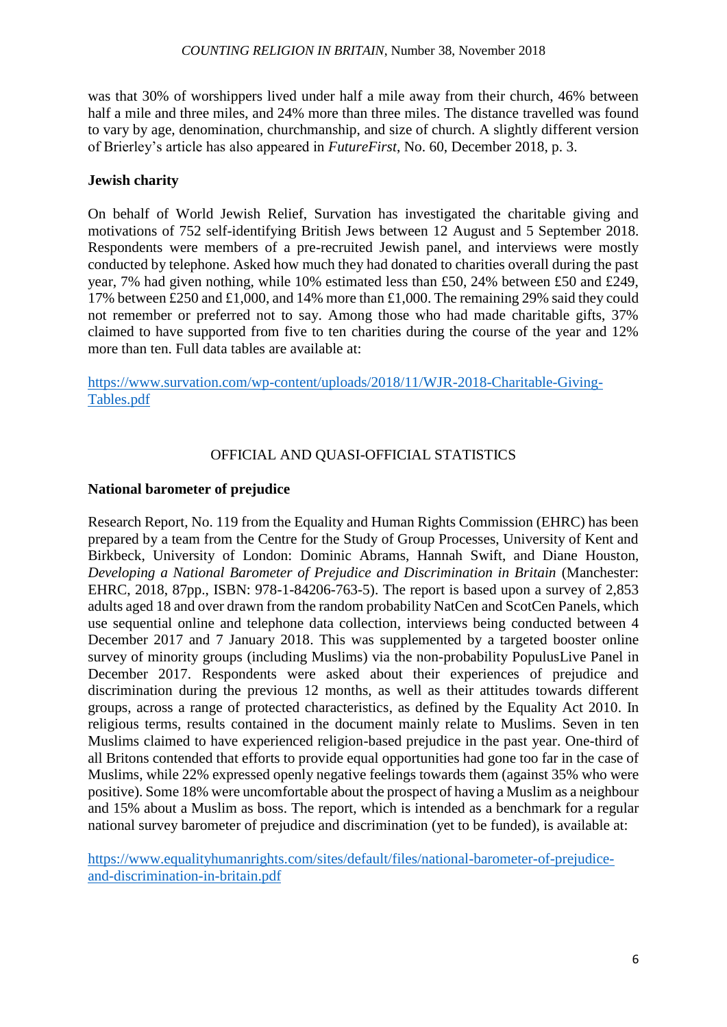was that 30% of worshippers lived under half a mile away from their church, 46% between half a mile and three miles, and 24% more than three miles. The distance travelled was found to vary by age, denomination, churchmanship, and size of church. A slightly different version of Brierley's article has also appeared in *FutureFirst*, No. 60, December 2018, p. 3.

### Jewish charity

On behalf of World Jewish Relief, Survation has investigated the charitable giving and motivations of 752 self-identifying British Jews between 12 August and 5 September 2018. Respondents were members of a pre-recruited Jewish panel, and interviews were mostly conducted by telephone. Asked how much they had donated to charities overall during the past year, 7% had given nothing, while 10% estimated less than £50, 24% between £50 and £249, 17% between £250 and £1,000, and 14% more than £1,000. The remaining 29% said they could not remember or preferred not to say. Among those who had made charitable gifts, 37% claimed to have supported from five to ten charities during the course of the year and 12% more than ten. Full data tables are available at:

https://www.survation.com/wp-content/uploads/2018/11/WJR-2018-Charitable-Giving-Tables.pdf

## OFFICIAL AND QUASI-OFFICIAL STATISTICS

### National barometer of prejudice

Research Report, No. 119 from the Equality and Human Rights Commission (EHRC) has been prepared by a team from the Centre for the Study of Group Processes, University of Kent and Birkbeck, University of London: Dominic Abrams, Hannah Swift, and Diane Houston, *Developing a National Barometer of Prejudice and Discrimination in Britain* (Manchester: EHRC, 2018, 87pp., ISBN: 978-1-84206-763-5). The report is based upon a survey of 2,853 adults aged 18 and over drawn from the random probability NatCen and ScotCen Panels, which use sequential online and telephone data collection, interviews being conducted between 4 December 2017 and 7 January 2018. This was supplemented by a targeted booster online survey of minority groups (including Muslims) via the non-probability PopulusLive Panel in December 2017. Respondents were asked about their experiences of prejudice and discrimination during the previous 12 months, as well as their attitudes towards different groups, across a range of protected characteristics, as defined by the Equality Act 2010. In religious terms, results contained in the document mainly relate to Muslims. Seven in ten Muslims claimed to have experienced religion-based prejudice in the past year. One-third of all Britons contended that efforts to provide equal opportunities had gone too far in the case of Muslims, while 22% expressed openly negative feelings towards them (against 35% who were positive). Some 18% were uncomfortable about the prospect of having a Muslim as a neighbour and 15% about a Muslim as boss. The report, which is intended as a benchmark for a regular national survey barometer of prejudice and discrimination (yet to be funded), is available at:

https://www.equalityhumanrights.com/sites/default/files/national-barometer-of-prejudice-and-discrimination-in-britain.pdf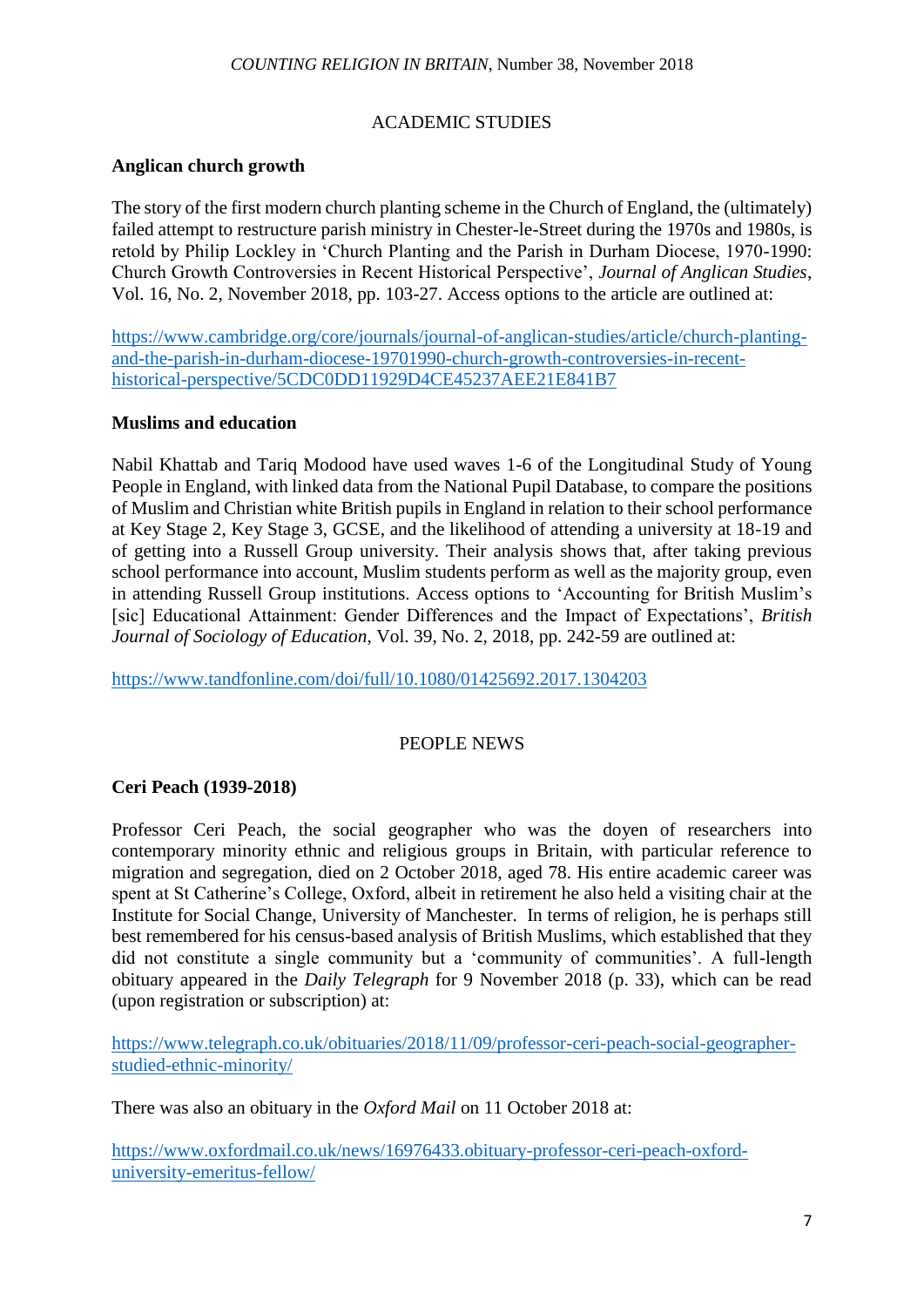## ACADEMIC STUDIES

### Anglican church growth

The story of the first modern church planting scheme in the Church of England, the (ultimately) failed attempt to restructure parish ministry in Chester-le-Street during the 1970s and 1980s, is retold by Philip Lockley in 'Church Planting and the Parish in Durham Diocese, 1970-1990: Church Growth Controversies in Recent Historical Perspective', *Journal of Anglican Studies*, Vol. 16, No. 2, November 2018, pp. 103-27. Access options to the article are outlined at:

https://www.cambridge.org/core/journals/journal-of-anglican-studies/article/church-planting-and-the-parish-in-durham-diocese-19701990-church-growth-controversies-in-recent-historical-perspective/5CDC0DD11929D4CE45237AEE21E841B7

### Muslims and education

Nabil Khattab and Tariq Modood have used waves 1-6 of the Longitudinal Study of Young People in England, with linked data from the National Pupil Database, to compare the positions of Muslim and Christian white British pupils in England in relation to their school performance at Key Stage 2, Key Stage 3, GCSE, and the likelihood of attending a university at 18-19 and of getting into a Russell Group university. Their analysis shows that, after taking previous school performance into account, Muslim students perform as well as the majority group, even in attending Russell Group institutions. Access options to 'Accounting for British Muslim's [sic] Educational Attainment: Gender Differences and the Impact of Expectations', *British Journal of Sociology of Education*, Vol. 39, No. 2, 2018, pp. 242-59 are outlined at:

https://www.tandfonline.com/doi/full/10.1080/01425692.2017.1304203

## PEOPLE NEWS

### Ceri Peach (1939-2018)

Professor Ceri Peach, the social geographer who was the doyen of researchers into contemporary minority ethnic and religious groups in Britain, with particular reference to migration and segregation, died on 2 October 2018, aged 78. His entire academic career was spent at St Catherine's College, Oxford, albeit in retirement he also held a visiting chair at the Institute for Social Change, University of Manchester. In terms of religion, he is perhaps still best remembered for his census-based analysis of British Muslims, which established that they did not constitute a single community but a 'community of communities'. A full-length obituary appeared in the *Daily Telegraph* for 9 November 2018 (p. 33), which can be read (upon registration or subscription) at:

https://www.telegraph.co.uk/obituaries/2018/11/09/professor-ceri-peach-social-geographer-studied-ethnic-minority/

There was also an obituary in the *Oxford Mail* on 11 October 2018 at:

https://www.oxfordmail.co.uk/news/16976433.obituary-professor-ceri-peach-oxford-university-emeritus-fellow/